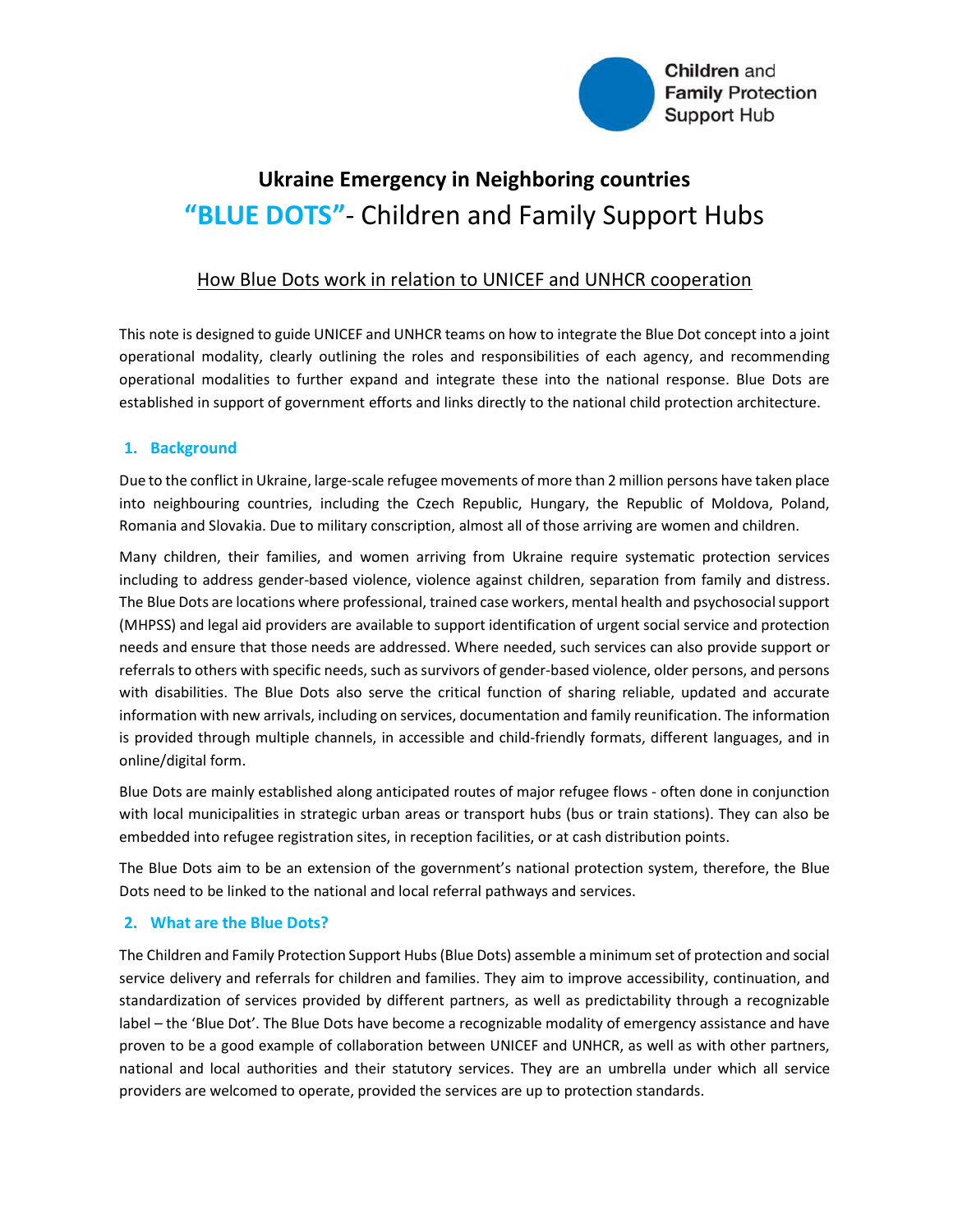Children and Family Protection Support Hub

# Ukraine Emergency in Neighboring countries

# "BLUE DOTS"- Children and Family Support Hubs

## How Blue Dots work in relation to UNICEF and UNHCR cooperation

This note is designed to guide UNICEF and UNHCR teams on how to integrate the Blue Dot concept into a joint operational modality, clearly outlining the roles and responsibilities of each agency, and recommending operational modalities to further expand and integrate these into the national response. Blue Dots are established in support of government efforts and links directly to the national child protection architecture.

### 1. Background

Due to the conflict in Ukraine, large-scale refugee movements of more than 2 million persons have taken place into neighbouring countries, including the Czech Republic, Hungary, the Republic of Moldova, Poland, Romania and Slovakia. Due to military conscription, almost all of those arriving are women and children.

Many children, their families, and women arriving from Ukraine require systematic protection services including to address gender-based violence, violence against children, separation from family and distress. The Blue Dots are locations where professional, trained case workers, mental health and psychosocial support (MHPSS) and legal aid providers are available to support identification of urgent social service and protection needs and ensure that those needs are addressed. Where needed, such services can also provide support or referrals to others with specific needs, such as survivors of gender-based violence, older persons, and persons with disabilities. The Blue Dots also serve the critical function of sharing reliable, updated and accurate information with new arrivals, including on services, documentation and family reunification. The information is provided through multiple channels, in accessible and child-friendly formats, different languages, and in online/digital form.

Blue Dots are mainly established along anticipated routes of major refugee flows - often done in conjunction with local municipalities in strategic urban areas or transport hubs (bus or train stations). They can also be embedded into refugee registration sites, in reception facilities, or at cash distribution points.

The Blue Dots aim to be an extension of the government's national protection system, therefore, the Blue Dots need to be linked to the national and local referral pathways and services.

### 2. What are the Blue Dots?

The Children and Family Protection Support Hubs (Blue Dots) assemble a minimum set of protection and social service delivery and referrals for children and families. They aim to improve accessibility, continuation, and standardization of services provided by different partners, as well as predictability through a recognizable label – the 'Blue Dot'. The Blue Dots have become a recognizable modality of emergency assistance and have proven to be a good example of collaboration between UNICEF and UNHCR, as well as with other partners, national and local authorities and their statutory services. They are an umbrella under which all service providers are welcomed to operate, provided the services are up to protection standards.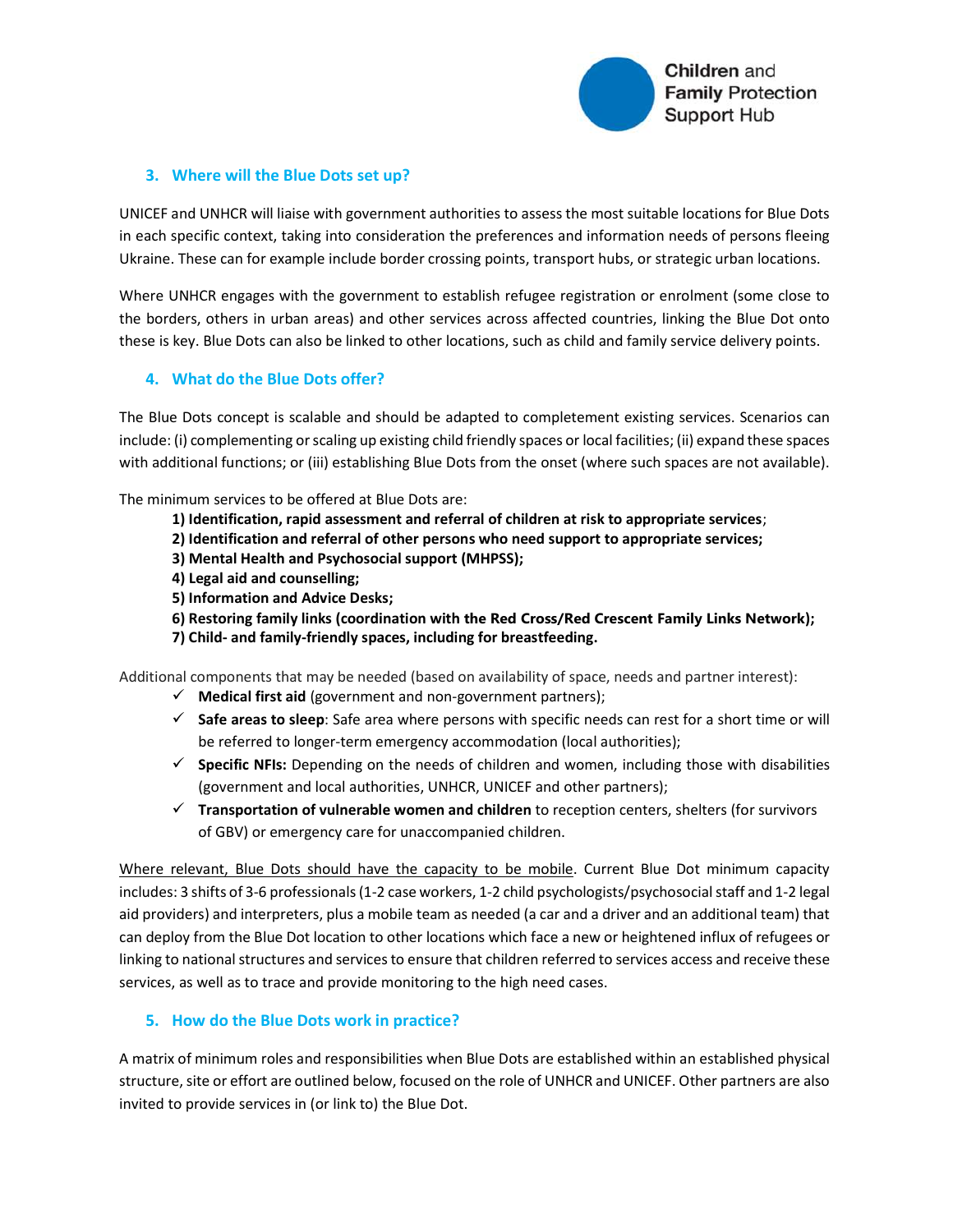### 3. Where will the Blue Dots set up?

UNICEF and UNHCR will liaise with government authorities to assess the most suitable locations for Blue Dots in each specific context, taking into consideration the preferences and information needs of persons fleeing Ukraine. These can for example include border crossing points, transport hubs, or strategic urban locations.

Where UNHCR engages with the government to establish refugee registration or enrolment (some close to the borders, others in urban areas) and other services across affected countries, linking the Blue Dot onto these is key. Blue Dots can also be linked to other locations, such as child and family service delivery points.

### 4. What do the Blue Dots offer?

The Blue Dots concept is scalable and should be adapted to completement existing services. Scenarios can include: (i) complementing or scaling up existing child friendly spaces or local facilities; (ii) expand these spaces with additional functions; or (iii) establishing Blue Dots from the onset (where such spaces are not available).

The minimum services to be offered at Blue Dots are:

1) **Identification, rapid assessment and referral of children at risk to appropriate services**;
2) **Identification and referral of other persons who need support to appropriate services;**
3) **Mental Health and Psychosocial support (MHPSS);**
4) **Legal aid and counselling;**
5) **Information and Advice Desks;**
6) **Restoring family links (coordination with the Red Cross/Red Crescent Family Links Network);**
7) **Child- and family-friendly spaces, including for breastfeeding.**

Additional components that may be needed (based on availability of space, needs and partner interest):

- ✓ **Medical first aid** (government and non-government partners);
- ✓ **Safe areas to sleep**: Safe area where persons with specific needs can rest for a short time or will be referred to longer-term emergency accommodation (local authorities);
- ✓ **Specific NFIs:** Depending on the needs of children and women, including those with disabilities (government and local authorities, UNHCR, UNICEF and other partners);
- ✓ **Transportation of vulnerable women and children** to reception centers, shelters (for survivors of GBV) or emergency care for unaccompanied children.

<u>Where relevant, Blue Dots should have the capacity to be mobile</u>. Current Blue Dot minimum capacity includes: 3 shifts of 3-6 professionals (1-2 case workers, 1-2 child psychologists/psychosocial staff and 1-2 legal aid providers) and interpreters, plus a mobile team as needed (a car and a driver and an additional team) that can deploy from the Blue Dot location to other locations which face a new or heightened influx of refugees or linking to national structures and services to ensure that children referred to services access and receive these services, as well as to trace and provide monitoring to the high need cases.

### 5. How do the Blue Dots work in practice?

A matrix of minimum roles and responsibilities when Blue Dots are established within an established physical structure, site or effort are outlined below, focused on the role of UNHCR and UNICEF. Other partners are also invited to provide services in (or link to) the Blue Dot.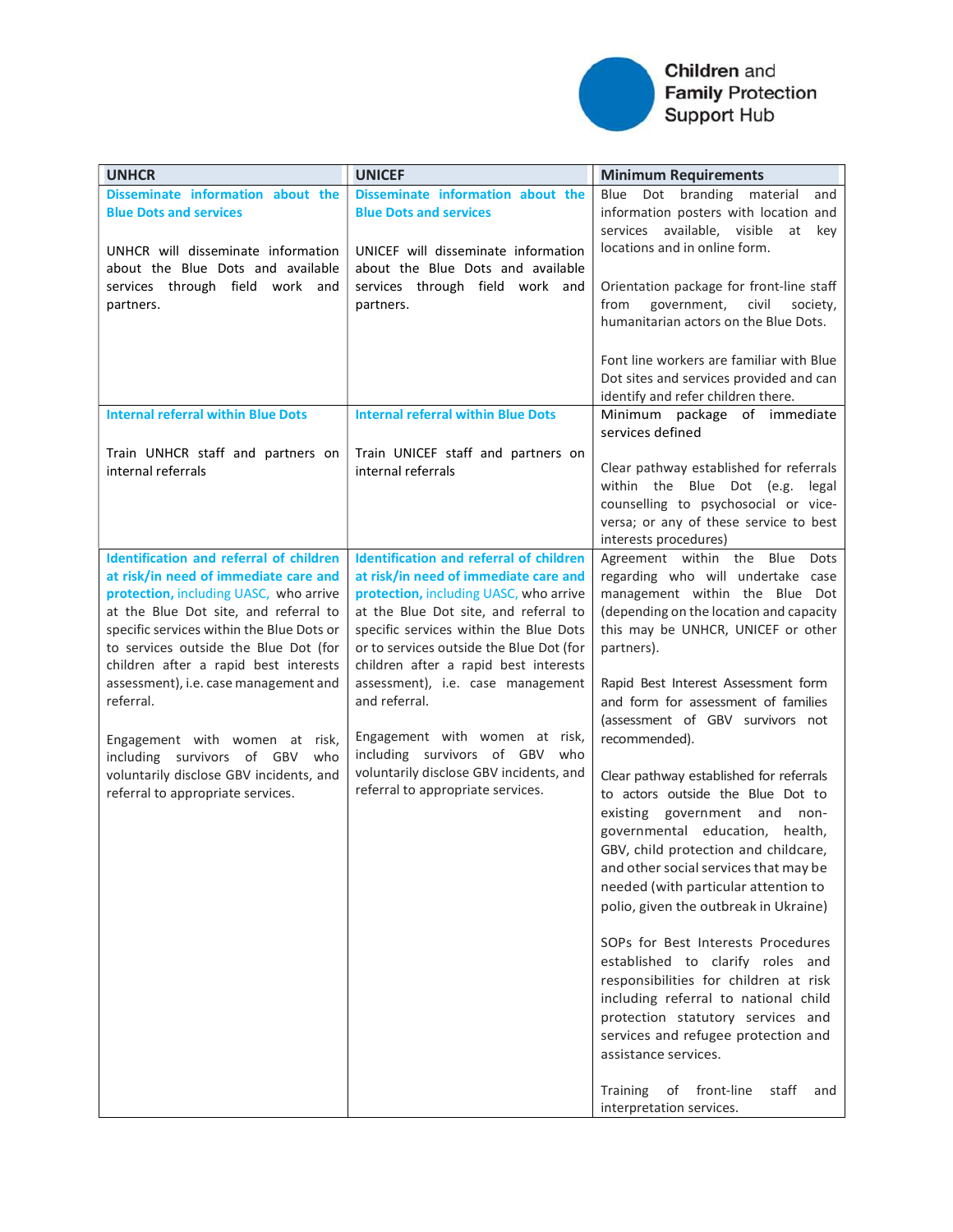| UNHCR | UNICEF | Minimum Requirements |
|---|---|---|
| **Disseminate information about the Blue Dots and services**<br><br>UNHCR will disseminate information about the Blue Dots and available services through field work and partners. | **Disseminate information about the Blue Dots and services**<br><br>UNICEF will disseminate information about the Blue Dots and available services through field work and partners. | Blue Dot branding material and information posters with location and services available, visible at key locations and in online form.<br><br>Orientation package for front-line staff from government, civil society, humanitarian actors on the Blue Dots.<br><br>Font line workers are familiar with Blue Dot sites and services provided and can identify and refer children there. |
| **Internal referral within Blue Dots**<br><br>Train UNHCR staff and partners on internal referrals | **Internal referral within Blue Dots**<br><br>Train UNICEF staff and partners on internal referrals | Minimum package of immediate services defined<br><br>Clear pathway established for referrals within the Blue Dot (e.g. legal counselling to psychosocial or vice-versa; or any of these service to best interests procedures) |
| **Identification and referral of children at risk/in need of immediate care and protection,** including UASC, who arrive at the Blue Dot site, and referral to specific services within the Blue Dots or to services outside the Blue Dot (for children after a rapid best interests assessment), i.e. case management and referral.<br><br>Engagement with women at risk, including survivors of GBV who voluntarily disclose GBV incidents, and referral to appropriate services. | **Identification and referral of children at risk/in need of immediate care and protection,** including UASC, who arrive at the Blue Dot site, and referral to specific services within the Blue Dots or to services outside the Blue Dot (for children after a rapid best interests assessment), i.e. case management and referral.<br><br>Engagement with women at risk, including survivors of GBV who voluntarily disclose GBV incidents, and referral to appropriate services. | Agreement within the Blue Dots regarding who will undertake case management within the Blue Dot (depending on the location and capacity this may be UNHCR, UNICEF or other partners).<br><br>Rapid Best Interest Assessment form and form for assessment of families (assessment of GBV survivors not recommended).<br><br>Clear pathway established for referrals to actors outside the Blue Dot to existing government and non-governmental education, health, GBV, child protection and childcare, and other social services that may be needed (with particular attention to polio, given the outbreak in Ukraine)<br><br>SOPs for Best Interests Procedures established to clarify roles and responsibilities for children at risk including referral to national child protection statutory services and services and refugee protection and assistance services.<br><br>Training of front-line staff and interpretation services. |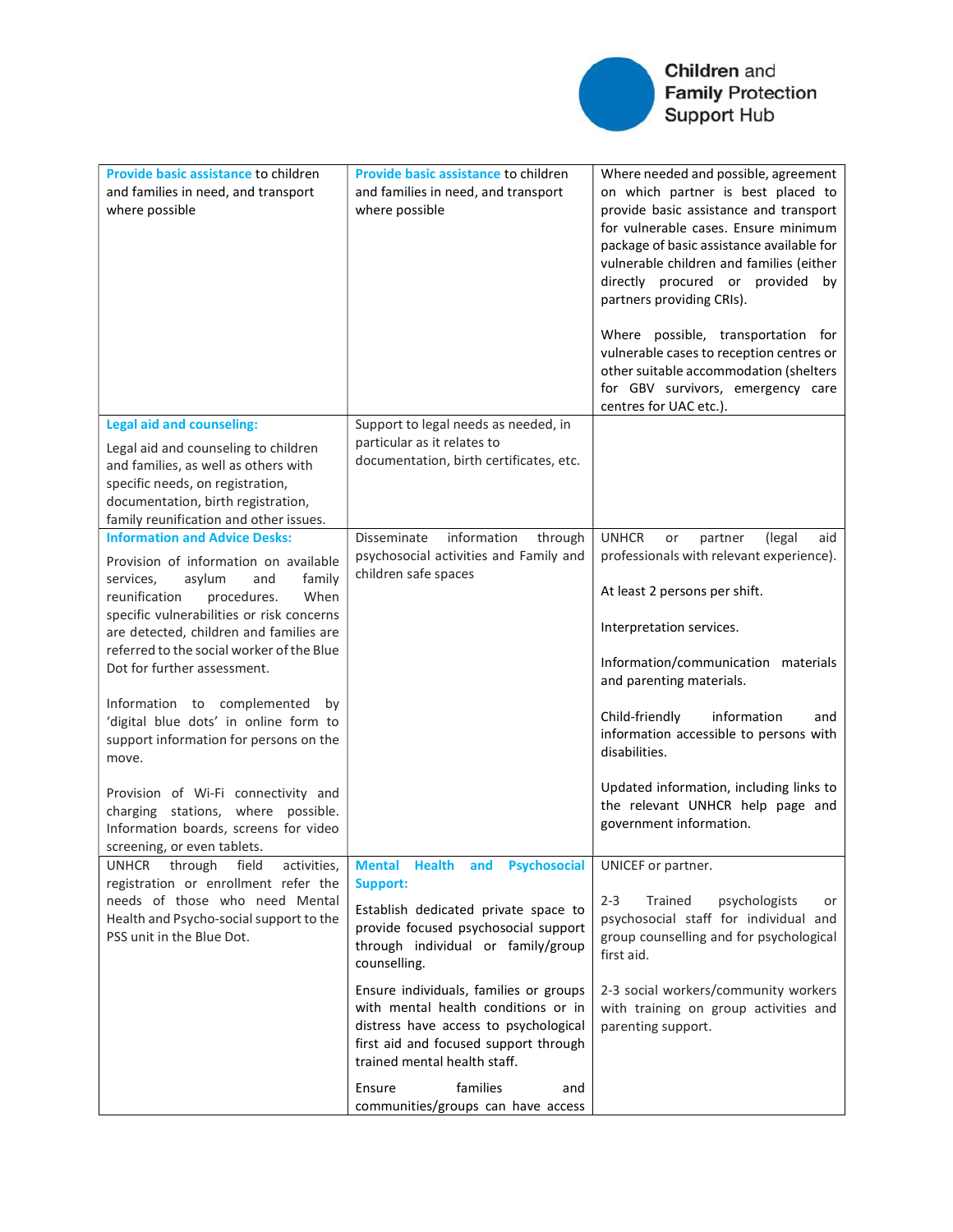| | | |
|---|---|---|
| **Provide basic assistance** to children and families in need, and transport where possible | **Provide basic assistance** to children and families in need, and transport where possible | Where needed and possible, agreement on which partner is best placed to provide basic assistance and transport for vulnerable cases. Ensure minimum package of basic assistance available for vulnerable children and families (either directly procured or provided by partners providing CRIs).<br><br>Where possible, transportation for vulnerable cases to reception centres or other suitable accommodation (shelters for GBV survivors, emergency care centres for UAC etc.). |
| **Legal aid and counseling:**<br><br>Legal aid and counseling to children and families, as well as others with specific needs, on registration, documentation, birth registration, family reunification and other issues. | Support to legal needs as needed, in particular as it relates to documentation, birth certificates, etc. | |
| **Information and Advice Desks:**<br><br>Provision of information on available services, asylum and family reunification procedures. When specific vulnerabilities or risk concerns are detected, children and families are referred to the social worker of the Blue Dot for further assessment.<br><br>Information to complemented by 'digital blue dots' in online form to support information for persons on the move.<br><br>Provision of Wi-Fi connectivity and charging stations, where possible. Information boards, screens for video screening, or even tablets. | Disseminate information through psychosocial activities and Family and children safe spaces | UNHCR or partner (legal aid professionals with relevant experience).<br><br>At least 2 persons per shift.<br><br>Interpretation services.<br><br>Information/communication materials and parenting materials.<br><br>Child-friendly information and information accessible to persons with disabilities.<br><br>Updated information, including links to the relevant UNHCR help page and government information. |
| UNHCR through field activities, registration or enrollment refer the needs of those who need Mental Health and Psycho-social support to the PSS unit in the Blue Dot. | **Mental Health and Psychosocial Support:**<br><br>Establish dedicated private space to provide focused psychosocial support through individual or family/group counselling.<br><br>Ensure individuals, families or groups with mental health conditions or in distress have access to psychological first aid and focused support through trained mental health staff.<br><br>Ensure families and communities/groups can have access | UNICEF or partner.<br><br>2-3 Trained psychologists or psychosocial staff for individual and group counselling and for psychological first aid.<br><br>2-3 social workers/community workers with training on group activities and parenting support. |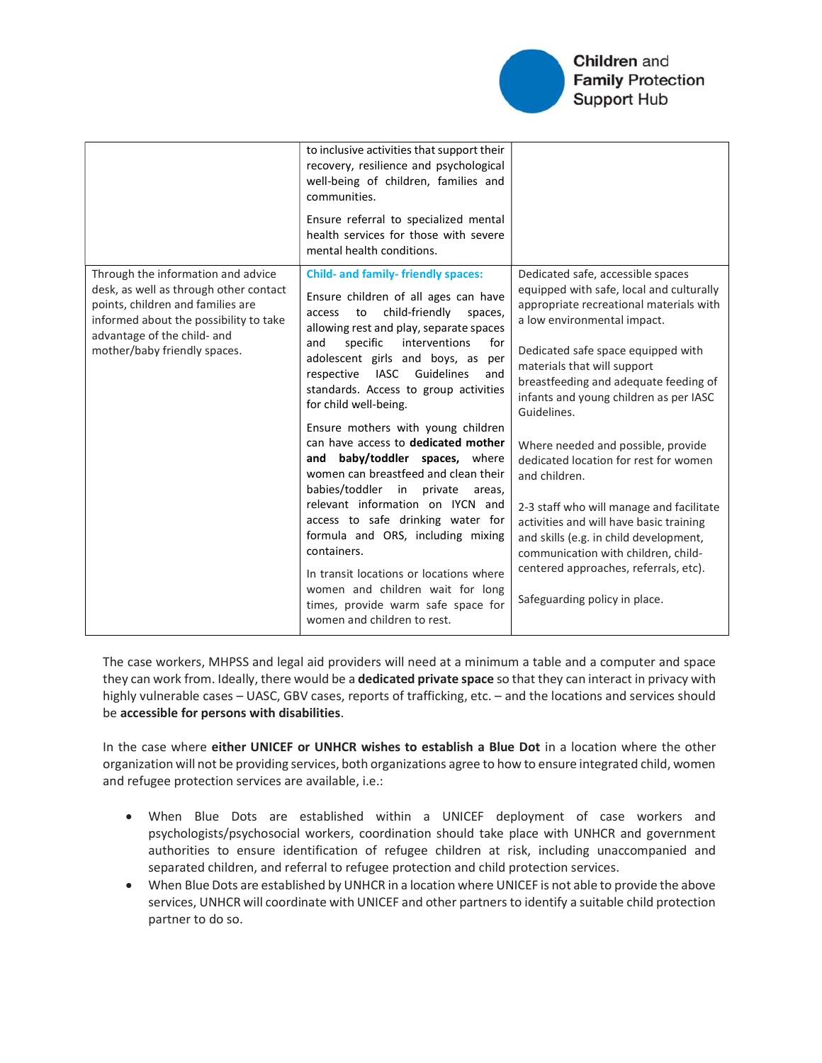| | | |
|---|---|---|
| | to inclusive activities that support their recovery, resilience and psychological well-being of children, families and communities.<br><br>Ensure referral to specialized mental health services for those with severe mental health conditions. | |
| Through the information and advice desk, as well as through other contact points, children and families are informed about the possibility to take advantage of the child- and mother/baby friendly spaces. | **Child- and family- friendly spaces:**<br><br>Ensure children of all ages can have access to child-friendly spaces, allowing rest and play, separate spaces and specific interventions for adolescent girls and boys, as per respective IASC Guidelines and standards. Access to group activities for child well-being.<br><br>Ensure mothers with young children can have access to **dedicated mother and baby/toddler spaces,** where women can breastfeed and clean their babies/toddler in private areas, relevant information on IYCN and access to safe drinking water for formula and ORS, including mixing containers.<br><br>In transit locations or locations where women and children wait for long times, provide warm safe space for women and children to rest. | Dedicated safe, accessible spaces equipped with safe, local and culturally appropriate recreational materials with a low environmental impact.<br><br>Dedicated safe space equipped with materials that will support breastfeeding and adequate feeding of infants and young children as per IASC Guidelines.<br><br>Where needed and possible, provide dedicated location for rest for women and children.<br><br>2-3 staff who will manage and facilitate activities and will have basic training and skills (e.g. in child development, communication with children, child-centered approaches, referrals, etc).<br><br>Safeguarding policy in place. |

The case workers, MHPSS and legal aid providers will need at a minimum a table and a computer and space they can work from. Ideally, there would be a **dedicated private space** so that they can interact in privacy with highly vulnerable cases – UASC, GBV cases, reports of trafficking, etc. – and the locations and services should be **accessible for persons with disabilities**.

In the case where **either UNICEF or UNHCR wishes to establish a Blue Dot** in a location where the other organization will not be providing services, both organizations agree to how to ensure integrated child, women and refugee protection services are available, i.e.:

- When Blue Dots are established within a UNICEF deployment of case workers and psychologists/psychosocial workers, coordination should take place with UNHCR and government authorities to ensure identification of refugee children at risk, including unaccompanied and separated children, and referral to refugee protection and child protection services.
- When Blue Dots are established by UNHCR in a location where UNICEF is not able to provide the above services, UNHCR will coordinate with UNICEF and other partners to identify a suitable child protection partner to do so.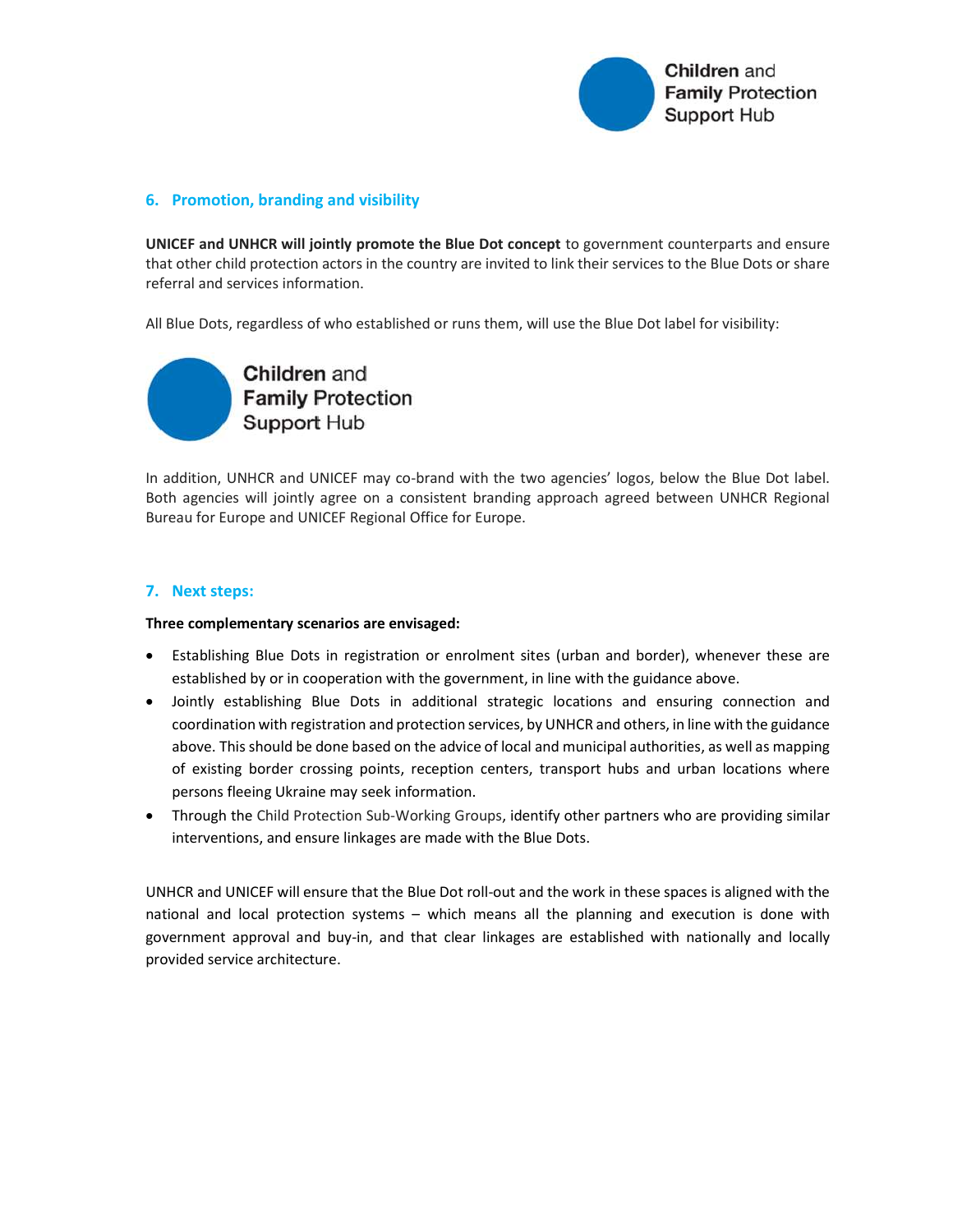## 6. Promotion, branding and visibility

**UNICEF and UNHCR will jointly promote the Blue Dot concept** to government counterparts and ensure that other child protection actors in the country are invited to link their services to the Blue Dots or share referral and services information.

All Blue Dots, regardless of who established or runs them, will use the Blue Dot label for visibility:

Children and Family Protection Support Hub

In addition, UNHCR and UNICEF may co-brand with the two agencies' logos, below the Blue Dot label. Both agencies will jointly agree on a consistent branding approach agreed between UNHCR Regional Bureau for Europe and UNICEF Regional Office for Europe.

## 7. Next steps:

**Three complementary scenarios are envisaged:**

- Establishing Blue Dots in registration or enrolment sites (urban and border), whenever these are established by or in cooperation with the government, in line with the guidance above.
- Jointly establishing Blue Dots in additional strategic locations and ensuring connection and coordination with registration and protection services, by UNHCR and others, in line with the guidance above. This should be done based on the advice of local and municipal authorities, as well as mapping of existing border crossing points, reception centers, transport hubs and urban locations where persons fleeing Ukraine may seek information.
- Through the Child Protection Sub-Working Groups, identify other partners who are providing similar interventions, and ensure linkages are made with the Blue Dots.

UNHCR and UNICEF will ensure that the Blue Dot roll-out and the work in these spaces is aligned with the national and local protection systems – which means all the planning and execution is done with government approval and buy-in, and that clear linkages are established with nationally and locally provided service architecture.